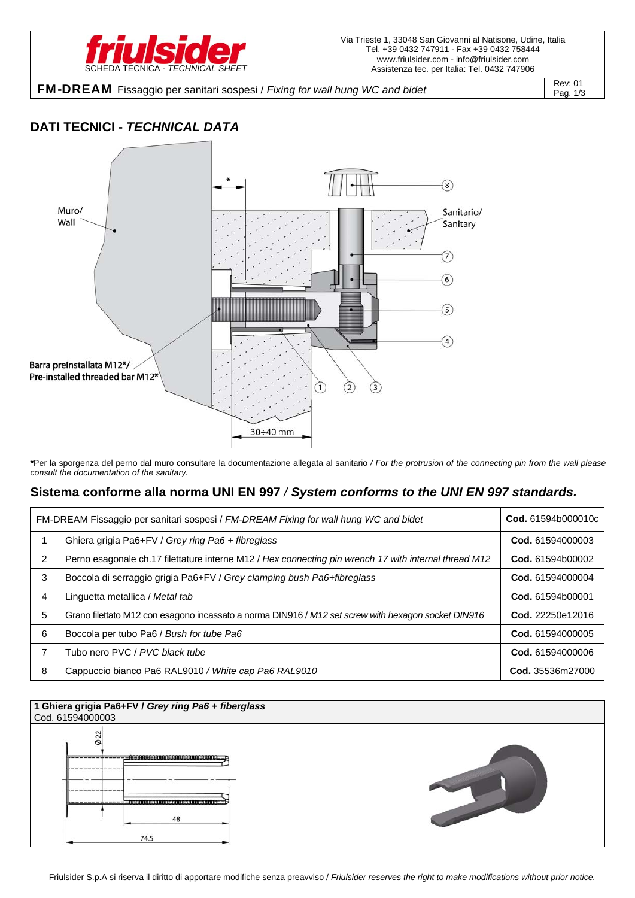friulsider SCHEDA TECNICA - *TECHNICAL SHEET*

Via Trieste 1, 33048 San Giovanni al Natisone, Udine, Italia
Tel. +39 0432 747911 - Fax +39 0432 758444
www.friulsider.com - info@friulsider.com
Assistenza tec. per Italia: Tel. 0432 747906

**FM-DREAM** Fissaggio per sanitari sospesi / *Fixing for wall hung WC and bidet*

Rev: 01

## DATI TECNICI - *TECHNICAL DATA*

Muro/ Wall

Sanitario/ Sanitary

Barra preinstallata M12*/ Pre-installed threaded bar M12*

30÷40 mm

**\***Per la sporgenza del perno dal muro consultare la documentazione allegata al sanitario */ For the protrusion of the connecting pin from the wall please consult the documentation of the sanitary.*

## Sistema conforme alla norma UNI EN 997 */ System conforms to the UNI EN 997 standards.*

| FM-DREAM Fissaggio per sanitari sospesi / *FM-DREAM Fixing for wall hung WC and bidet* | | **Cod.** 61594b000010c |
|---|---|---|
| 1 | Ghiera grigia Pa6+FV / *Grey ring Pa6 + fibreglass* | **Cod.** 61594000003 |
| 2 | Perno esagonale ch.17 filettature interne M12 / *Hex connecting pin wrench 17 with internal thread M12* | **Cod.** 61594b00002 |
| 3 | Boccola di serraggio grigia Pa6+FV / *Grey clamping bush Pa6+fibreglass* | **Cod.** 61594000004 |
| 4 | Linguetta metallica / *Metal tab* | **Cod.** 61594b00001 |
| 5 | Grano filettato M12 con esagono incassato a norma DIN916 / *M12 set screw with hexagon socket DIN916* | **Cod.** 22250e12016 |
| 6 | Boccola per tubo Pa6 / *Bush for tube Pa6* | **Cod.** 61594000005 |
| 7 | Tubo nero PVC / *PVC black tube* | **Cod.** 61594000006 |
| 8 | Cappuccio bianco Pa6 RAL9010 */ White cap Pa6 RAL9010* | **Cod.** 35536m27000 |

**1 Ghiera grigia Pa6+FV / *Grey ring Pa6 + fiberglass***
Cod. 61594000003

Ø22

48

74.5

Friulsider S.p.A si riserva il diritto di apportare modifiche senza preavviso / *Friulsider reserves the right to make modifications without prior notice.*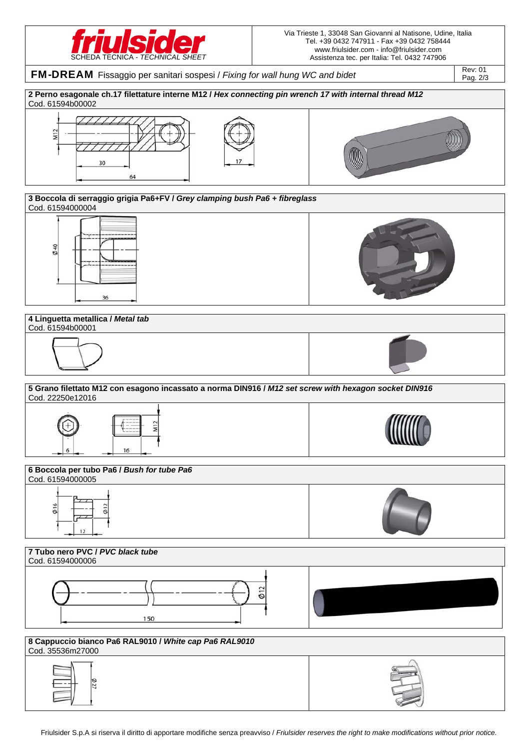**FM-DREAM** Fissaggio per sanitari sospesi / *Fixing for wall hung WC and bidet*

Rev: 01

## 2 Perno esagonale ch.17 filettature interne M12 / *Hex connecting pin wrench 17 with internal thread M12*

Cod. 61594b00002

M12 — 30 — 64 — 17

## 3 Boccola di serraggio grigia Pa6+FV / *Grey clamping bush Pa6 + fibreglass*

Cod. 61594000004

Ø40 — 36

## 4 Linguetta metallica / *Metal tab*

Cod. 61594b00001

## 5 Grano filettato M12 con esagono incassato a norma DIN916 / *M12 set screw with hexagon socket DIN916*

Cod. 22250e12016

6 — 16 — M12

## 6 Boccola per tubo Pa6 / *Bush for tube Pa6*

Cod. 61594000005

Ø16 — Ø12 — 12

## 7 Tubo nero PVC / *PVC black tube*

Cod. 61594000006

150 — Ø12

## 8 Cappuccio bianco Pa6 RAL9010 / *White cap Pa6 RAL9010*

Cod. 35536m27000

Ø27

Friulsider S.p.A si riserva il diritto di apportare modifiche senza preavviso / *Friulsider reserves the right to make modifications without prior notice.*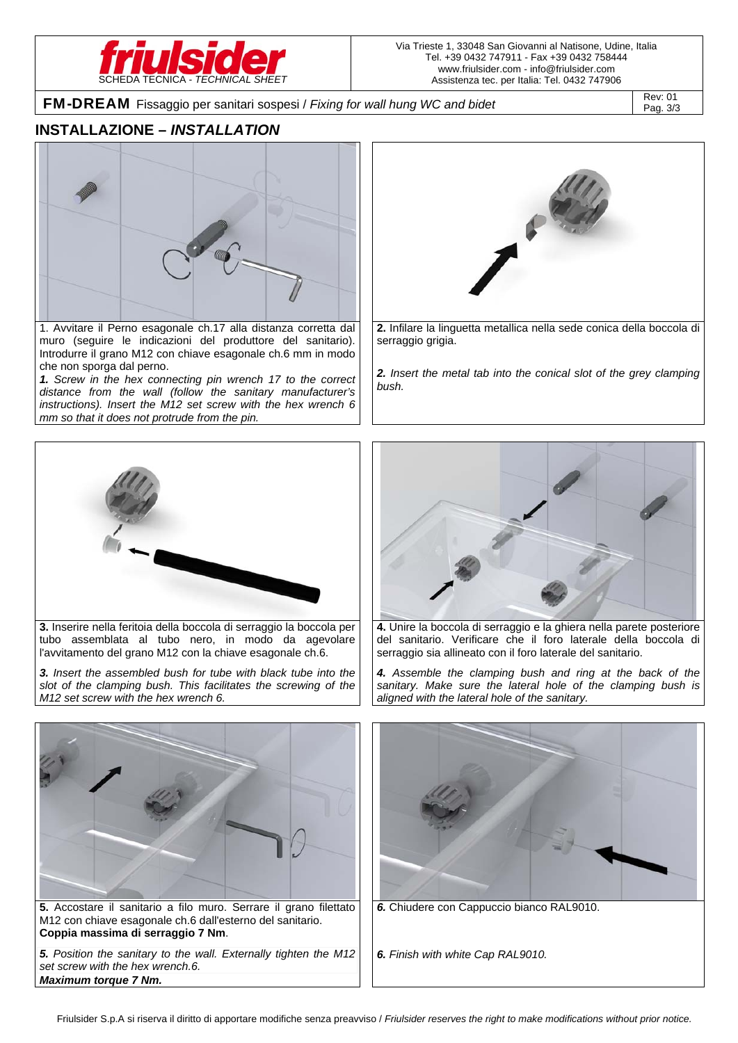friulsider
SCHEDA TECNICA - *TECHNICAL SHEET*

Via Trieste 1, 33048 San Giovanni al Natisone, Udine, Italia
Tel. +39 0432 747911 - Fax +39 0432 758444
www.friulsider.com - info@friulsider.com
Assistenza tec. per Italia: Tel. 0432 747906

**FM-DREAM** Fissaggio per sanitari sospesi / *Fixing for wall hung WC and bidet*

Rev: 01

## INSTALLAZIONE – *INSTALLATION*

1. Avvitare il Perno esagonale ch.17 alla distanza corretta dal muro (seguire le indicazioni del produttore del sanitario). Introdurre il grano M12 con chiave esagonale ch.6 mm in modo che non sporga dal perno.

***1.** Screw in the hex connecting pin wrench 17 to the correct distance from the wall (follow the sanitary manufacturer's instructions). Insert the M12 set screw with the hex wrench 6 mm so that it does not protrude from the pin.*

**2.** Infilare la linguetta metallica nella sede conica della boccola di serraggio grigia.

***2.** Insert the metal tab into the conical slot of the grey clamping bush.*

**3.** Inserire nella feritoia della boccola di serraggio la boccola per tubo assemblata al tubo nero, in modo da agevolare l'avvitamento del grano M12 con la chiave esagonale ch.6.

***3.** Insert the assembled bush for tube with black tube into the slot of the clamping bush. This facilitates the screwing of the M12 set screw with the hex wrench 6.*

**4.** Unire la boccola di serraggio e la ghiera nella parete posteriore del sanitario. Verificare che il foro laterale della boccola di serraggio sia allineato con il foro laterale del sanitario.

***4.** Assemble the clamping bush and ring at the back of the sanitary. Make sure the lateral hole of the clamping bush is aligned with the lateral hole of the sanitary.*

**5.** Accostare il sanitario a filo muro. Serrare il grano filettato M12 con chiave esagonale ch.6 dall'esterno del sanitario.
**Coppia massima di serraggio 7 Nm**.

***5.** Position the sanitary to the wall. Externally tighten the M12 set screw with the hex wrench.6.*
***Maximum torque 7 Nm.***

*6.* Chiudere con Cappuccio bianco RAL9010.

***6.** Finish with white Cap RAL9010.*

Friulsider S.p.A si riserva il diritto di apportare modifiche senza preavviso / *Friulsider reserves the right to make modifications without prior notice.*